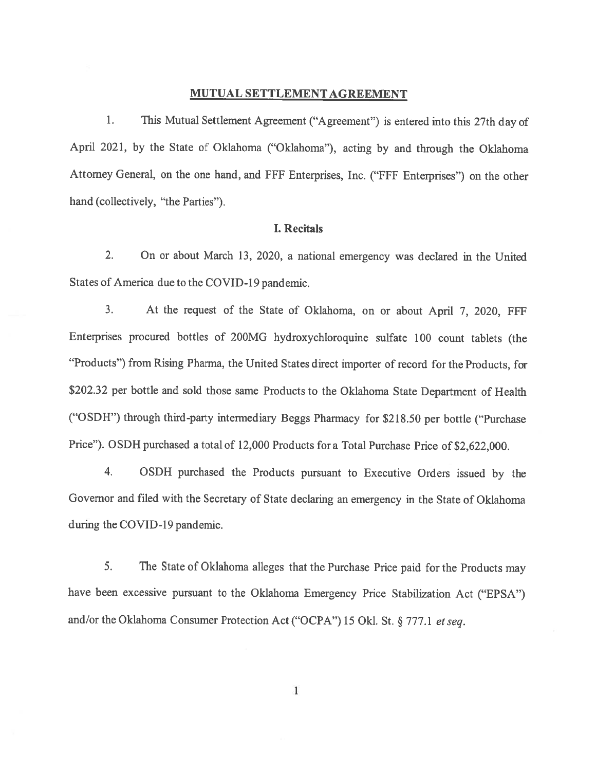**MUTUAL SETTLEMENT AGREEMENT**

1. This Mutual Settlement Agreement ("Agreement") is entered into this 27th day of April 2021, by the State of Oklahoma ("Oklahoma"), acting by and through the Oklahoma Attorney General, on the one hand, and FFF Enterprises, Inc. ("FFF Enterprises") on the other hand (collectively, "the Parties").

## I. Recitals

2. On or about March 13, 2020, a national emergency was declared in the United States of America due to the COVID-19 pandemic.

3. At the request of the State of Oklahoma, on or about April 7, 2020, FFF Enterprises procured bottles of 200MG hydroxychloroquine sulfate 100 count tablets (the "Products") from Rising Pharma, the United States direct importer of record for the Products, for $202.32 per bottle and sold those same Products to the Oklahoma State Department of Health ("OSDH") through third-party intermediary Beggs Pharmacy for $218.50 per bottle ("Purchase Price"). OSDH purchased a total of 12,000 Products for a Total Purchase Price of $2,622,000.

4. OSDH purchased the Products pursuant to Executive Orders issued by the Governor and filed with the Secretary of State declaring an emergency in the State of Oklahoma during the COVID-19 pandemic.

5. The State of Oklahoma alleges that the Purchase Price paid for the Products may have been excessive pursuant to the Oklahoma Emergency Price Stabilization Act ("EPSA") and/or the Oklahoma Consumer Protection Act ("OCPA") 15 Okl. St. § 777.1 *et seq.*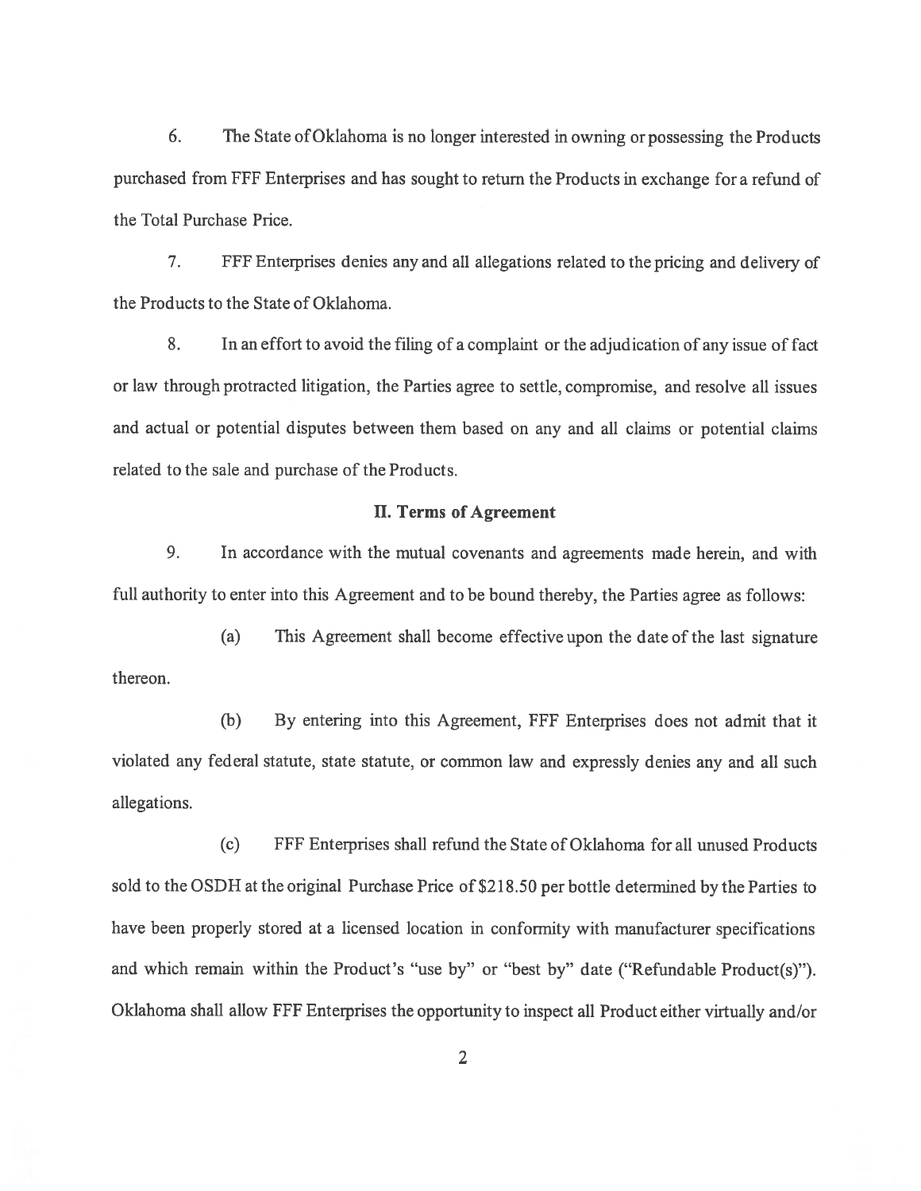6. The State of Oklahoma is no longer interested in owning or possessing the Products purchased from FFF Enterprises and has sought to return the Products in exchange for a refund of the Total Purchase Price.

7. FFF Enterprises denies any and all allegations related to the pricing and delivery of the Products to the State of Oklahoma.

8. In an effort to avoid the filing of a complaint or the adjudication of any issue of fact or law through protracted litigation, the Parties agree to settle, compromise, and resolve all issues and actual or potential disputes between them based on any and all claims or potential claims related to the sale and purchase of the Products.

## II. Terms of Agreement

9. In accordance with the mutual covenants and agreements made herein, and with full authority to enter into this Agreement and to be bound thereby, the Parties agree as follows:

(a) This Agreement shall become effective upon the date of the last signature thereon.

(b) By entering into this Agreement, FFF Enterprises does not admit that it violated any federal statute, state statute, or common law and expressly denies any and all such allegations.

(c) FFF Enterprises shall refund the State of Oklahoma for all unused Products sold to the OSDH at the original Purchase Price of $218.50 per bottle determined by the Parties to have been properly stored at a licensed location in conformity with manufacturer specifications and which remain within the Product's "use by" or "best by" date ("Refundable Product(s)"). Oklahoma shall allow FFF Enterprises the opportunity to inspect all Product either virtually and/or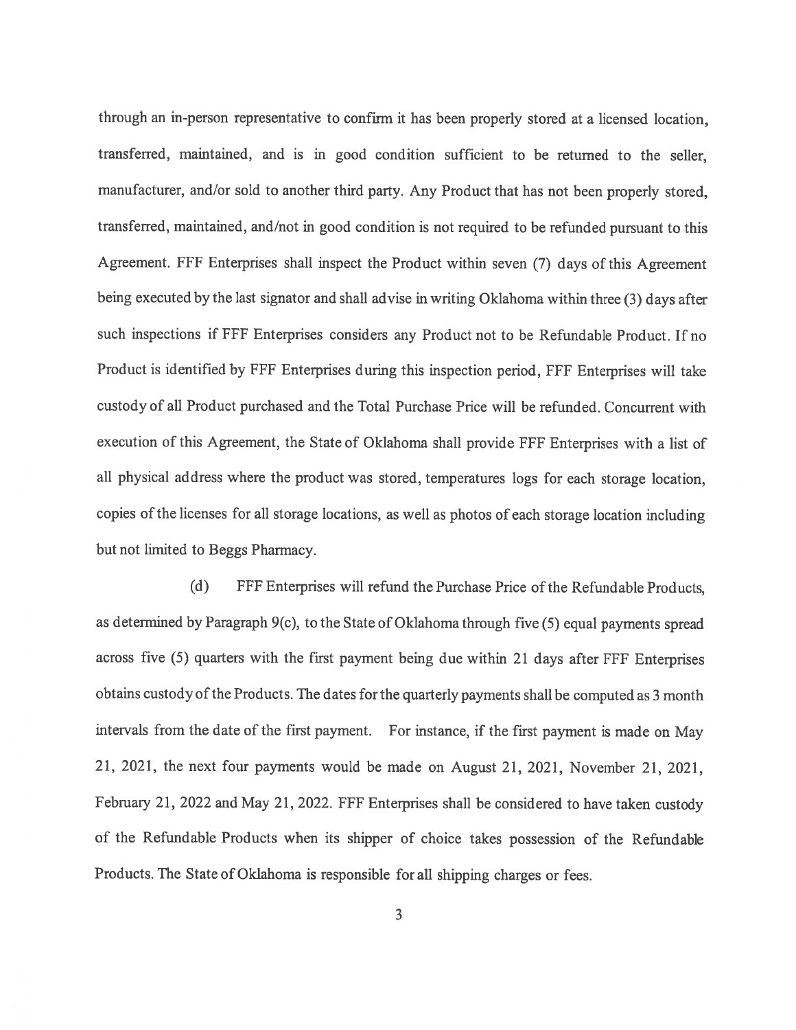through an in-person representative to confirm it has been properly stored at a licensed location, transferred, maintained, and is in good condition sufficient to be returned to the seller, manufacturer, and/or sold to another third party. Any Product that has not been properly stored, transferred, maintained, and/not in good condition is not required to be refunded pursuant to this Agreement. FFF Enterprises shall inspect the Product within seven (7) days of this Agreement being executed by the last signator and shall advise in writing Oklahoma within three (3) days after such inspections if FFF Enterprises considers any Product not to be Refundable Product. If no Product is identified by FFF Enterprises during this inspection period, FFF Enterprises will take custody of all Product purchased and the Total Purchase Price will be refunded. Concurrent with execution of this Agreement, the State of Oklahoma shall provide FFF Enterprises with a list of all physical address where the product was stored, temperatures logs for each storage location, copies of the licenses for all storage locations, as well as photos of each storage location including but not limited to Beggs Pharmacy.

(d) FFF Enterprises will refund the Purchase Price of the Refundable Products, as determined by Paragraph 9(c), to the State of Oklahoma through five (5) equal payments spread across five (5) quarters with the first payment being due within 21 days after FFF Enterprises obtains custody of the Products. The dates for the quarterly payments shall be computed as 3 month intervals from the date of the first payment. For instance, if the first payment is made on May 21, 2021, the next four payments would be made on August 21, 2021, November 21, 2021, February 21, 2022 and May 21, 2022. FFF Enterprises shall be considered to have taken custody of the Refundable Products when its shipper of choice takes possession of the Refundable Products. The State of Oklahoma is responsible for all shipping charges or fees.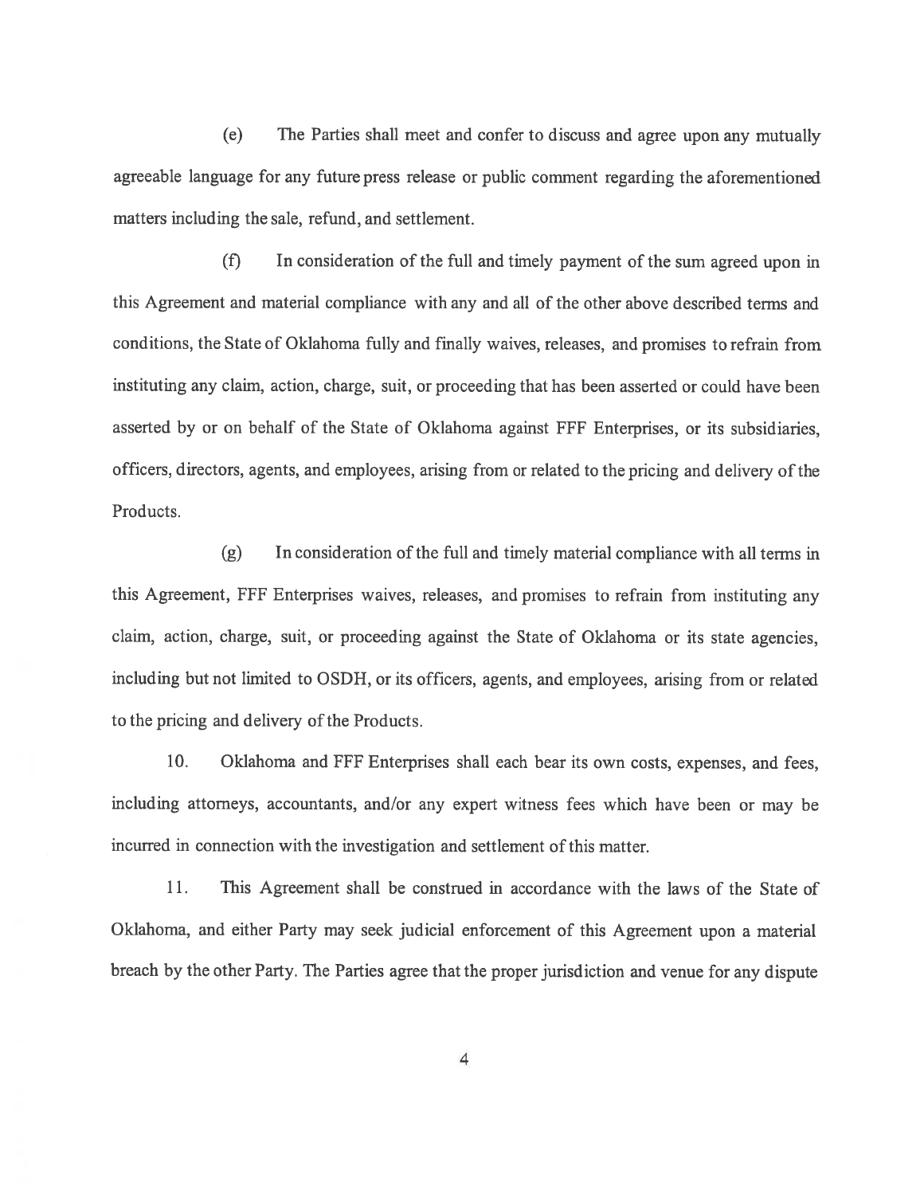(e) The Parties shall meet and confer to discuss and agree upon any mutually agreeable language for any future press release or public comment regarding the aforementioned matters including the sale, refund, and settlement.

(f) In consideration of the full and timely payment of the sum agreed upon in this Agreement and material compliance with any and all of the other above described terms and conditions, the State of Oklahoma fully and finally waives, releases, and promises to refrain from instituting any claim, action, charge, suit, or proceeding that has been asserted or could have been asserted by or on behalf of the State of Oklahoma against FFF Enterprises, or its subsidiaries, officers, directors, agents, and employees, arising from or related to the pricing and delivery of the Products.

(g) In consideration of the full and timely material compliance with all terms in this Agreement, FFF Enterprises waives, releases, and promises to refrain from instituting any claim, action, charge, suit, or proceeding against the State of Oklahoma or its state agencies, including but not limited to OSDH, or its officers, agents, and employees, arising from or related to the pricing and delivery of the Products.

10. Oklahoma and FFF Enterprises shall each bear its own costs, expenses, and fees, including attorneys, accountants, and/or any expert witness fees which have been or may be incurred in connection with the investigation and settlement of this matter.

11. This Agreement shall be construed in accordance with the laws of the State of Oklahoma, and either Party may seek judicial enforcement of this Agreement upon a material breach by the other Party. The Parties agree that the proper jurisdiction and venue for any dispute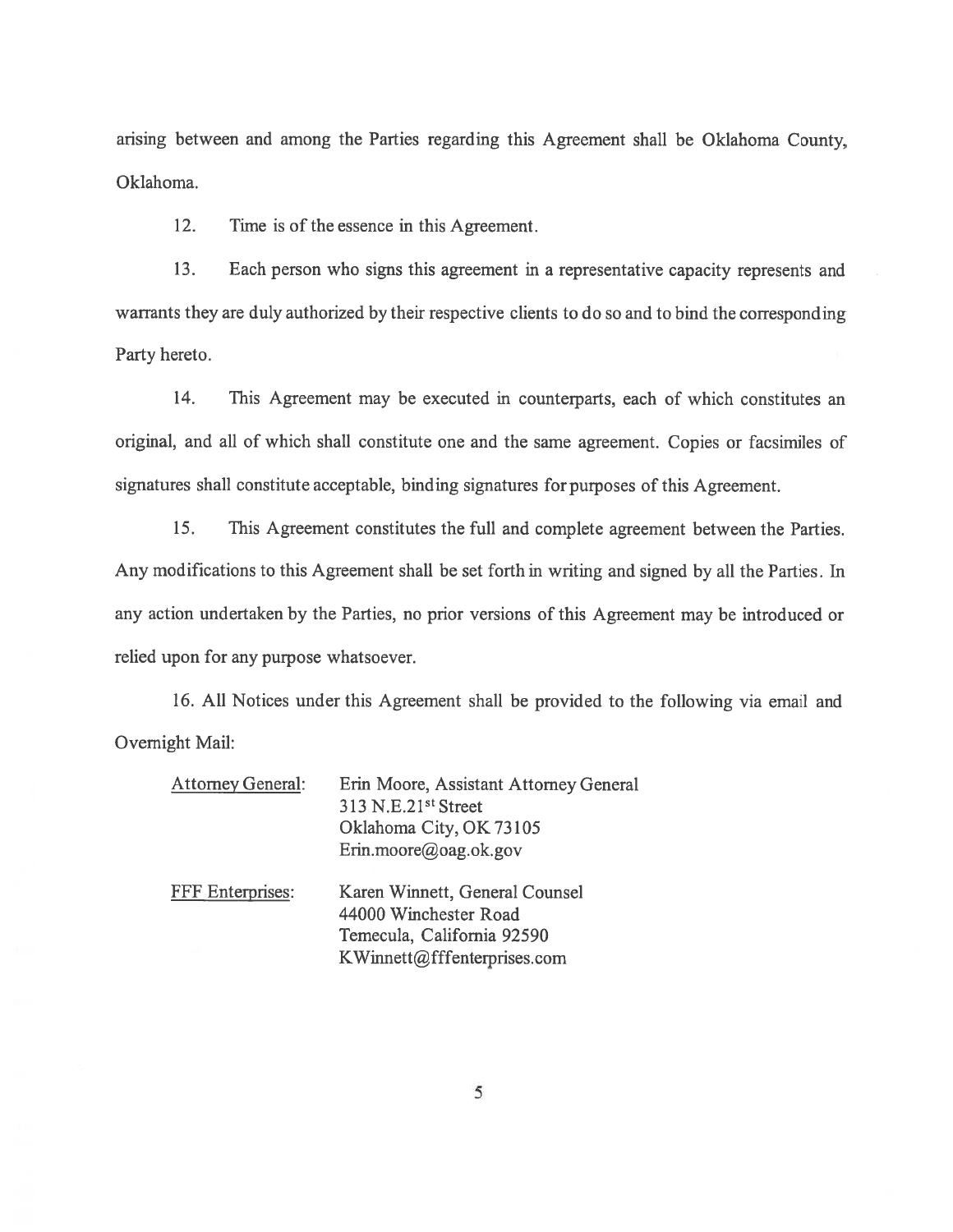arising between and among the Parties regarding this Agreement shall be Oklahoma County, Oklahoma.

12. Time is of the essence in this Agreement.

13. Each person who signs this agreement in a representative capacity represents and warrants they are duly authorized by their respective clients to do so and to bind the corresponding Party hereto.

14. This Agreement may be executed in counterparts, each of which constitutes an original, and all of which shall constitute one and the same agreement. Copies or facsimiles of signatures shall constitute acceptable, binding signatures for purposes of this Agreement.

15. This Agreement constitutes the full and complete agreement between the Parties. Any modifications to this Agreement shall be set forth in writing and signed by all the Parties. In any action undertaken by the Parties, no prior versions of this Agreement may be introduced or relied upon for any purpose whatsoever.

16. All Notices under this Agreement shall be provided to the following via email and Overnight Mail:

Attorney General: Erin Moore, Assistant Attorney General
313 N.E.21st Street
Oklahoma City, OK 73105
Erin.moore@oag.ok.gov

FFF Enterprises: Karen Winnett, General Counsel
44000 Winchester Road
Temecula, California 92590
KWinnett@fffenterprises.com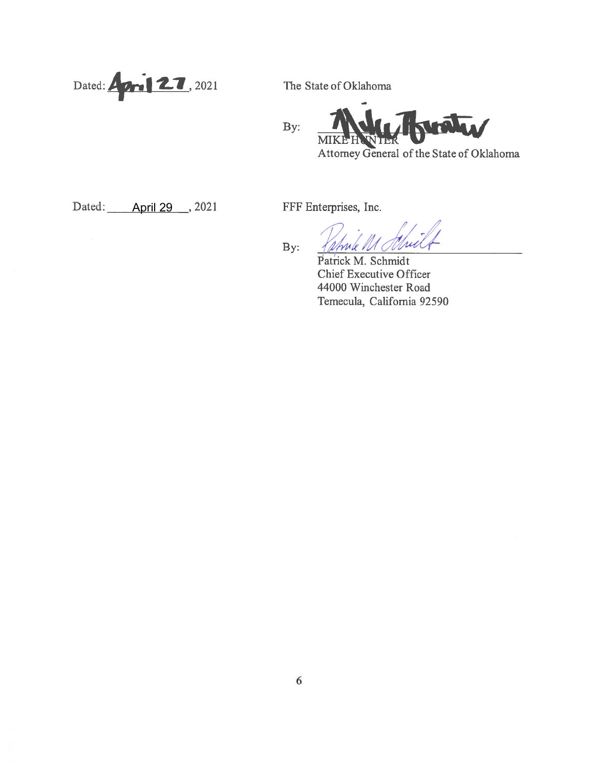Dated: April 27, 2021

The State of Oklahoma

By: ______________________
MIKE HUNTER
Attorney General of the State of Oklahoma

Dated: April 29, 2021

FFF Enterprises, Inc.

By: ______________________
Patrick M. Schmidt
Chief Executive Officer
44000 Winchester Road
Temecula, California 92590